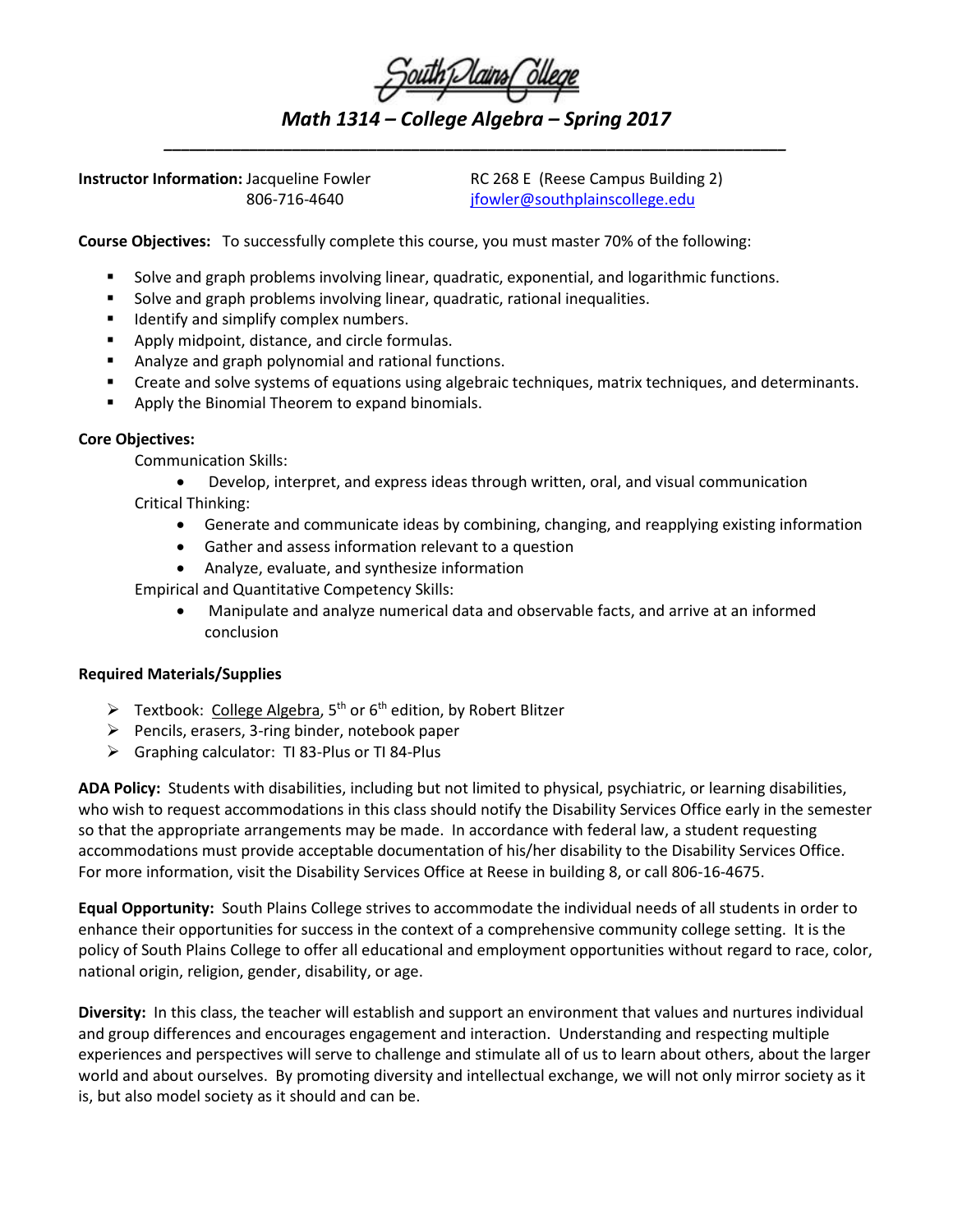South Plains College

# *Math 1314 – College Algebra – Spring 2017*

---

**Instructor Information:** Jacqueline Fowler  
806-716-4640  
RC 268 E (Reese Campus Building 2)  
jfowler@southplainscollege.edu

**Course Objectives:** To successfully complete this course, you must master 70% of the following:

- Solve and graph problems involving linear, quadratic, exponential, and logarithmic functions.
- Solve and graph problems involving linear, quadratic, rational inequalities.
- Identify and simplify complex numbers.
- Apply midpoint, distance, and circle formulas.
- Analyze and graph polynomial and rational functions.
- Create and solve systems of equations using algebraic techniques, matrix techniques, and determinants.
- Apply the Binomial Theorem to expand binomials.

**Core Objectives:**

Communication Skills:

- Develop, interpret, and express ideas through written, oral, and visual communication

Critical Thinking:

- Generate and communicate ideas by combining, changing, and reapplying existing information
- Gather and assess information relevant to a question
- Analyze, evaluate, and synthesize information

Empirical and Quantitative Competency Skills:

- Manipulate and analyze numerical data and observable facts, and arrive at an informed conclusion

**Required Materials/Supplies**

- Textbook: College Algebra, 5th or 6th edition, by Robert Blitzer
- Pencils, erasers, 3-ring binder, notebook paper
- Graphing calculator: TI 83-Plus or TI 84-Plus

**ADA Policy:** Students with disabilities, including but not limited to physical, psychiatric, or learning disabilities, who wish to request accommodations in this class should notify the Disability Services Office early in the semester so that the appropriate arrangements may be made. In accordance with federal law, a student requesting accommodations must provide acceptable documentation of his/her disability to the Disability Services Office. For more information, visit the Disability Services Office at Reese in building 8, or call 806-16-4675.

**Equal Opportunity:** South Plains College strives to accommodate the individual needs of all students in order to enhance their opportunities for success in the context of a comprehensive community college setting. It is the policy of South Plains College to offer all educational and employment opportunities without regard to race, color, national origin, religion, gender, disability, or age.

**Diversity:** In this class, the teacher will establish and support an environment that values and nurtures individual and group differences and encourages engagement and interaction. Understanding and respecting multiple experiences and perspectives will serve to challenge and stimulate all of us to learn about others, about the larger world and about ourselves. By promoting diversity and intellectual exchange, we will not only mirror society as it is, but also model society as it should and can be.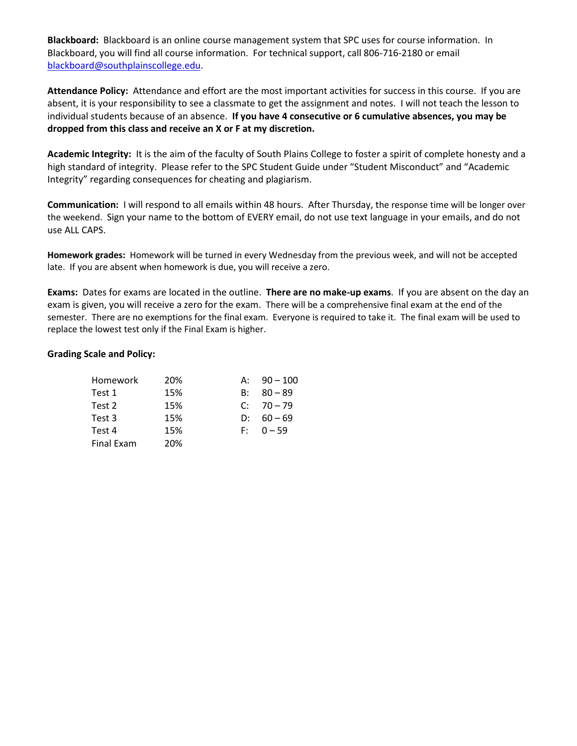**Blackboard:** Blackboard is an online course management system that SPC uses for course information. In Blackboard, you will find all course information. For technical support, call 806-716-2180 or email [blackboard@southplainscollege.edu](mailto:blackboard@southplainscollege.edu).

**Attendance Policy:** Attendance and effort are the most important activities for success in this course. If you are absent, it is your responsibility to see a classmate to get the assignment and notes. I will not teach the lesson to individual students because of an absence. **If you have 4 consecutive or 6 cumulative absences, you may be dropped from this class and receive an X or F at my discretion.**

**Academic Integrity:** It is the aim of the faculty of South Plains College to foster a spirit of complete honesty and a high standard of integrity. Please refer to the SPC Student Guide under "Student Misconduct" and "Academic Integrity" regarding consequences for cheating and plagiarism.

**Communication:** I will respond to all emails within 48 hours. After Thursday, the response time will be longer over the weekend. Sign your name to the bottom of EVERY email, do not use text language in your emails, and do not use ALL CAPS.

**Homework grades:** Homework will be turned in every Wednesday from the previous week, and will not be accepted late. If you are absent when homework is due, you will receive a zero.

**Exams:** Dates for exams are located in the outline. **There are no make-up exams**. If you are absent on the day an exam is given, you will receive a zero for the exam. There will be a comprehensive final exam at the end of the semester. There are no exemptions for the final exam. Everyone is required to take it. The final exam will be used to replace the lowest test only if the Final Exam is higher.

**Grading Scale and Policy:**

| | | | |
|---|---|---|---|
| Homework | 20% | A: | 90 – 100 |
| Test 1 | 15% | B: | 80 – 89 |
| Test 2 | 15% | C: | 70 – 79 |
| Test 3 | 15% | D: | 60 – 69 |
| Test 4 | 15% | F: | 0 – 59 |
| Final Exam | 20% | | |